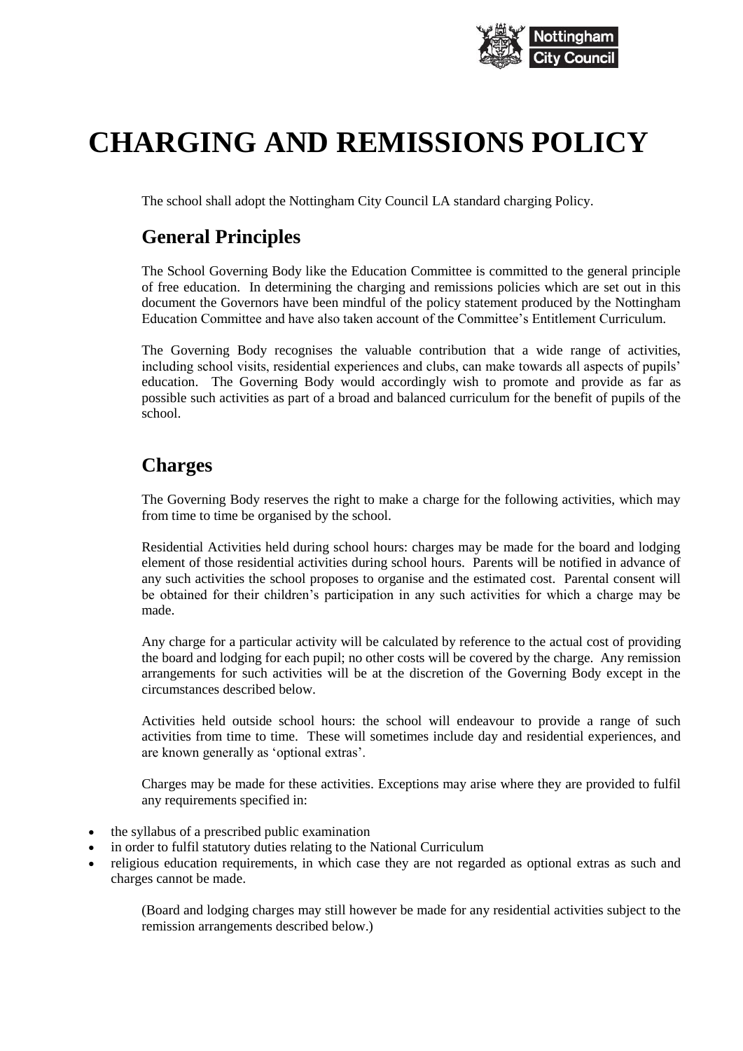// CHARGING AND REMISSIONS POLICY

The school shall adopt the Nottingham City Council LA standard charging Policy.

## General Principles

The School Governing Body like the Education Committee is committed to the general principle of free education. In determining the charging and remissions policies which are set out in this document the Governors have been mindful of the policy statement produced by the Nottingham Education Committee and have also taken account of the Committee's Entitlement Curriculum.

The Governing Body recognises the valuable contribution that a wide range of activities, including school visits, residential experiences and clubs, can make towards all aspects of pupils' education. The Governing Body would accordingly wish to promote and provide as far as possible such activities as part of a broad and balanced curriculum for the benefit of pupils of the school.

## Charges

The Governing Body reserves the right to make a charge for the following activities, which may from time to time be organised by the school.

Residential Activities held during school hours: charges may be made for the board and lodging element of those residential activities during school hours. Parents will be notified in advance of any such activities the school proposes to organise and the estimated cost. Parental consent will be obtained for their children's participation in any such activities for which a charge may be made.

Any charge for a particular activity will be calculated by reference to the actual cost of providing the board and lodging for each pupil; no other costs will be covered by the charge. Any remission arrangements for such activities will be at the discretion of the Governing Body except in the circumstances described below.

Activities held outside school hours: the school will endeavour to provide a range of such activities from time to time. These will sometimes include day and residential experiences, and are known generally as 'optional extras'.

Charges may be made for these activities. Exceptions may arise where they are provided to fulfil any requirements specified in:

- the syllabus of a prescribed public examination
- in order to fulfil statutory duties relating to the National Curriculum
- religious education requirements, in which case they are not regarded as optional extras as such and charges cannot be made.

(Board and lodging charges may still however be made for any residential activities subject to the remission arrangements described below.)

# CHARGING AND REMISSIONS POLICY

The school shall adopt the Nottingham City Council LA standard charging Policy.

## General Principles

The School Governing Body like the Education Committee is committed to the general principle of free education. In determining the charging and remissions policies which are set out in this document the Governors have been mindful of the policy statement produced by the Nottingham Education Committee and have also taken account of the Committee's Entitlement Curriculum.

The Governing Body recognises the valuable contribution that a wide range of activities, including school visits, residential experiences and clubs, can make towards all aspects of pupils' education. The Governing Body would accordingly wish to promote and provide as far as possible such activities as part of a broad and balanced curriculum for the benefit of pupils of the school.

## Charges

The Governing Body reserves the right to make a charge for the following activities, which may from time to time be organised by the school.

Residential Activities held during school hours: charges may be made for the board and lodging element of those residential activities during school hours. Parents will be notified in advance of any such activities the school proposes to organise and the estimated cost. Parental consent will be obtained for their children's participation in any such activities for which a charge may be made.

Any charge for a particular activity will be calculated by reference to the actual cost of providing the board and lodging for each pupil; no other costs will be covered by the charge. Any remission arrangements for such activities will be at the discretion of the Governing Body except in the circumstances described below.

Activities held outside school hours: the school will endeavour to provide a range of such activities from time to time. These will sometimes include day and residential experiences, and are known generally as 'optional extras'.

Charges may be made for these activities. Exceptions may arise where they are provided to fulfil any requirements specified in:

- the syllabus of a prescribed public examination
- in order to fulfil statutory duties relating to the National Curriculum
- religious education requirements, in which case they are not regarded as optional extras as such and charges cannot be made.

(Board and lodging charges may still however be made for any residential activities subject to the remission arrangements described below.)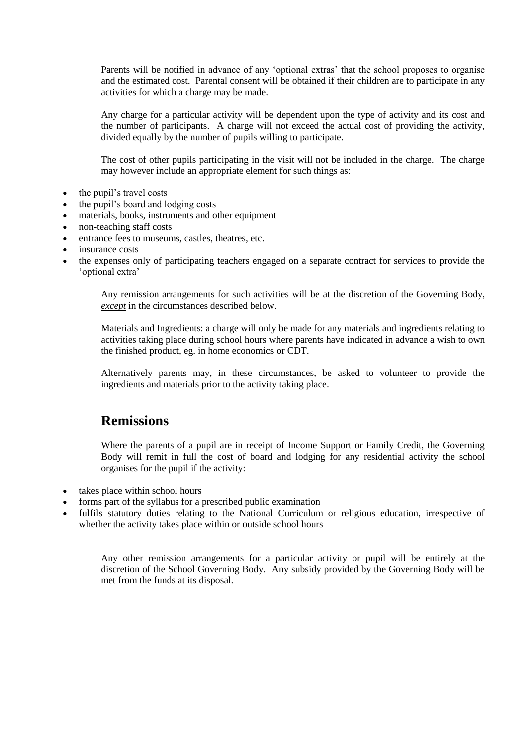Parents will be notified in advance of any 'optional extras' that the school proposes to organise and the estimated cost. Parental consent will be obtained if their children are to participate in any activities for which a charge may be made.

Any charge for a particular activity will be dependent upon the type of activity and its cost and the number of participants. A charge will not exceed the actual cost of providing the activity, divided equally by the number of pupils willing to participate.

The cost of other pupils participating in the visit will not be included in the charge. The charge may however include an appropriate element for such things as:

- the pupil's travel costs
- the pupil's board and lodging costs
- materials, books, instruments and other equipment
- non-teaching staff costs
- entrance fees to museums, castles, theatres, etc.
- insurance costs
- the expenses only of participating teachers engaged on a separate contract for services to provide the 'optional extra'

Any remission arrangements for such activities will be at the discretion of the Governing Body, ***except*** in the circumstances described below.

Materials and Ingredients: a charge will only be made for any materials and ingredients relating to activities taking place during school hours where parents have indicated in advance a wish to own the finished product, eg. in home economics or CDT.

Alternatively parents may, in these circumstances, be asked to volunteer to provide the ingredients and materials prior to the activity taking place.

## Remissions

Where the parents of a pupil are in receipt of Income Support or Family Credit, the Governing Body will remit in full the cost of board and lodging for any residential activity the school organises for the pupil if the activity:

- takes place within school hours
- forms part of the syllabus for a prescribed public examination
- fulfils statutory duties relating to the National Curriculum or religious education, irrespective of whether the activity takes place within or outside school hours

Any other remission arrangements for a particular activity or pupil will be entirely at the discretion of the School Governing Body. Any subsidy provided by the Governing Body will be met from the funds at its disposal.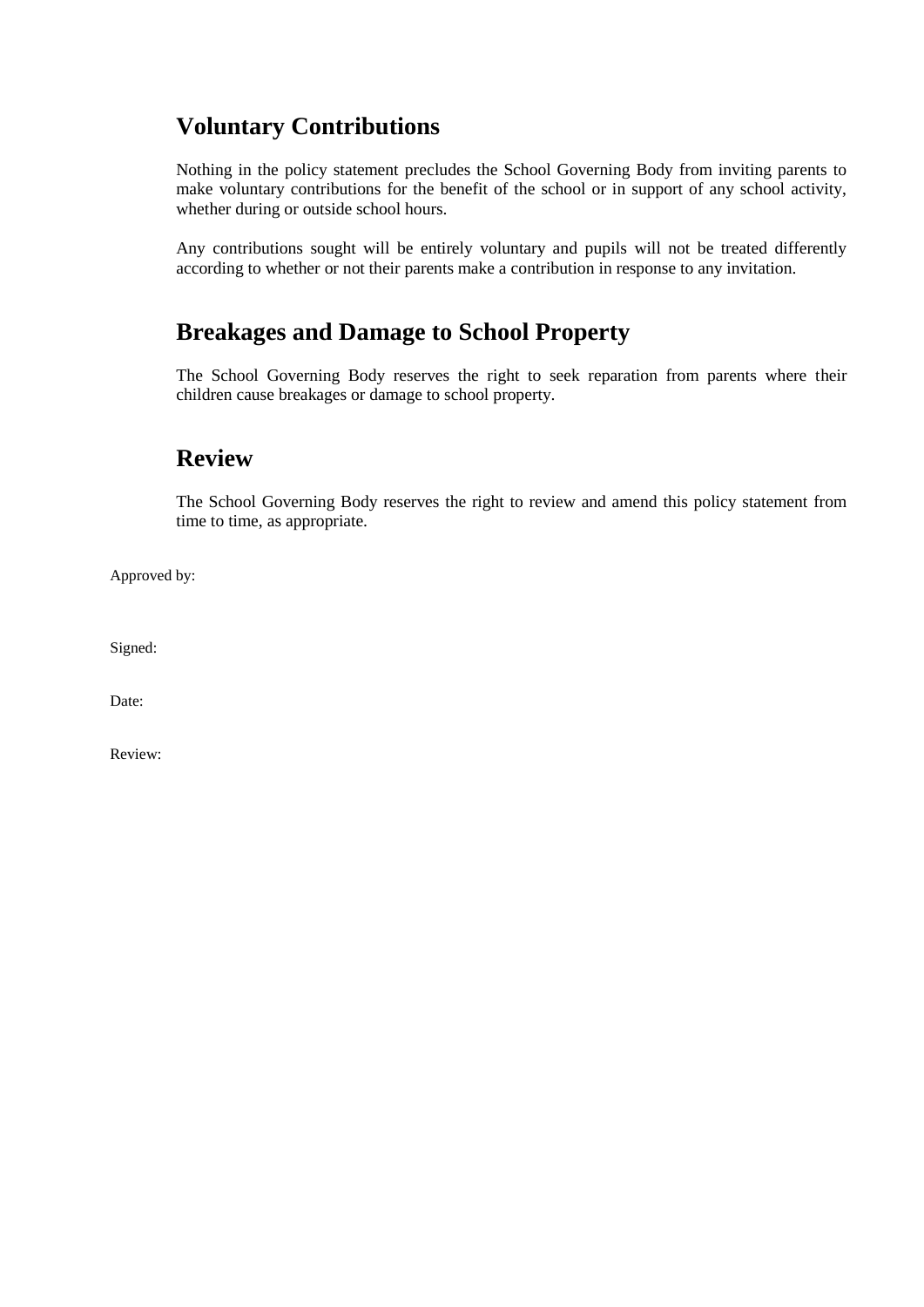## Voluntary Contributions

Nothing in the policy statement precludes the School Governing Body from inviting parents to make voluntary contributions for the benefit of the school or in support of any school activity, whether during or outside school hours.

Any contributions sought will be entirely voluntary and pupils will not be treated differently according to whether or not their parents make a contribution in response to any invitation.

## Breakages and Damage to School Property

The School Governing Body reserves the right to seek reparation from parents where their children cause breakages or damage to school property.

## Review

The School Governing Body reserves the right to review and amend this policy statement from time to time, as appropriate.

Approved by:

Signed:

Date:

Review: